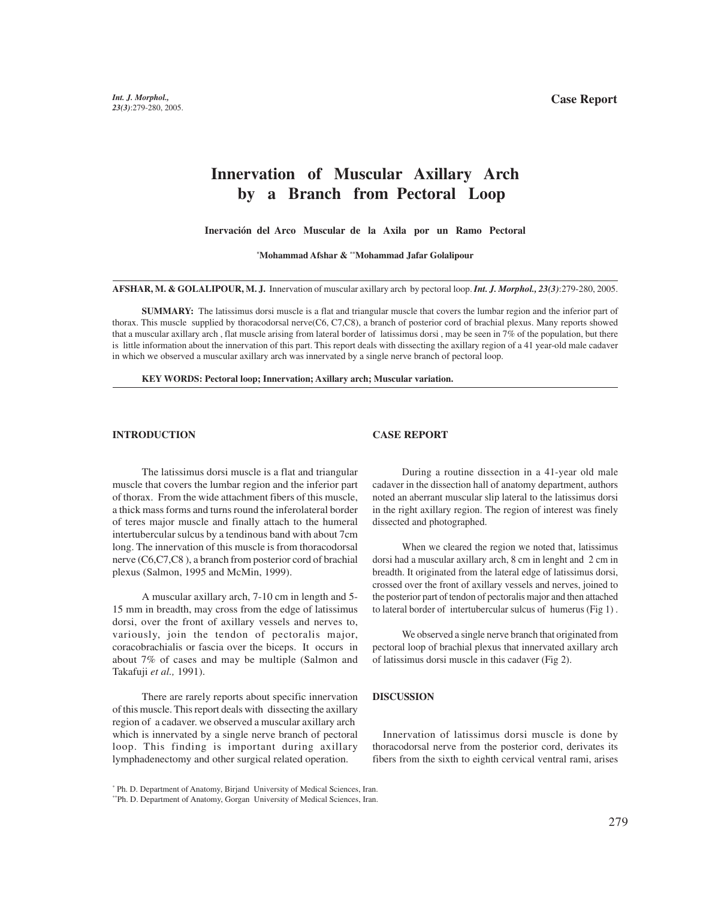**Case Report**

# Innervation of Muscular Axillary Arch by a Branch from Pectoral Loop

**Inervación del Arco Muscular de la Axila por un Ramo Pectoral**

[*]**Mohammad Afshar &** [**]**Mohammad Jafar Golalipour**

**AFSHAR, M. & GOLALIPOUR, M. J.** Innervation of muscular axillary arch by pectoral loop. ***Int. J. Morphol., 23(3)***:279-280, 2005.

**SUMMARY:** The latissimus dorsi muscle is a flat and triangular muscle that covers the lumbar region and the inferior part of thorax. This muscle supplied by thoracodorsal nerve(C6, C7,C8), a branch of posterior cord of brachial plexus. Many reports showed that a muscular axillary arch , flat muscle arising from lateral border of latissimus dorsi , may be seen in 7% of the population, but there is little information about the innervation of this part. This report deals with dissecting the axillary region of a 41 year-old male cadaver in which we observed a muscular axillary arch was innervated by a single nerve branch of pectoral loop.

**KEY WORDS: Pectoral loop; Innervation; Axillary arch; Muscular variation.**

## INTRODUCTION

The latissimus dorsi muscle is a flat and triangular muscle that covers the lumbar region and the inferior part of thorax. From the wide attachment fibers of this muscle, a thick mass forms and turns round the inferolateral border of teres major muscle and finally attach to the humeral intertubercular sulcus by a tendinous band with about 7cm long. The innervation of this muscle is from thoracodorsal nerve (C6,C7,C8 ), a branch from posterior cord of brachial plexus (Salmon, 1995 and McMin, 1999).

A muscular axillary arch, 7-10 cm in length and 5-15 mm in breadth, may cross from the edge of latissimus dorsi, over the front of axillary vessels and nerves to, variously, join the tendon of pectoralis major, coracobrachialis or fascia over the biceps. It occurs in about 7% of cases and may be multiple (Salmon and Takafuji *et al.,* 1991).

There are rarely reports about specific innervation of this muscle. This report deals with dissecting the axillary region of a cadaver. we observed a muscular axillary arch which is innervated by a single nerve branch of pectoral loop. This finding is important during axillary lymphadenectomy and other surgical related operation.

## CASE REPORT

During a routine dissection in a 41-year old male cadaver in the dissection hall of anatomy department, authors noted an aberrant muscular slip lateral to the latissimus dorsi in the right axillary region. The region of interest was finely dissected and photographed.

When we cleared the region we noted that, latissimus dorsi had a muscular axillary arch, 8 cm in lenght and 2 cm in breadth. It originated from the lateral edge of latissimus dorsi, crossed over the front of axillary vessels and nerves, joined to the posterior part of tendon of pectoralis major and then attached to lateral border of intertubercular sulcus of humerus (Fig 1) .

We observed a single nerve branch that originated from pectoral loop of brachial plexus that innervated axillary arch of latissimus dorsi muscle in this cadaver (Fig 2).

## DISCUSSION

Innervation of latissimus dorsi muscle is done by thoracodorsal nerve from the posterior cord, derivates its fibers from the sixth to eighth cervical ventral rami, arises

[*] Ph. D. Department of Anatomy, Birjand University of Medical Sciences, Iran.
[**]Ph. D. Department of Anatomy, Gorgan University of Medical Sciences, Iran.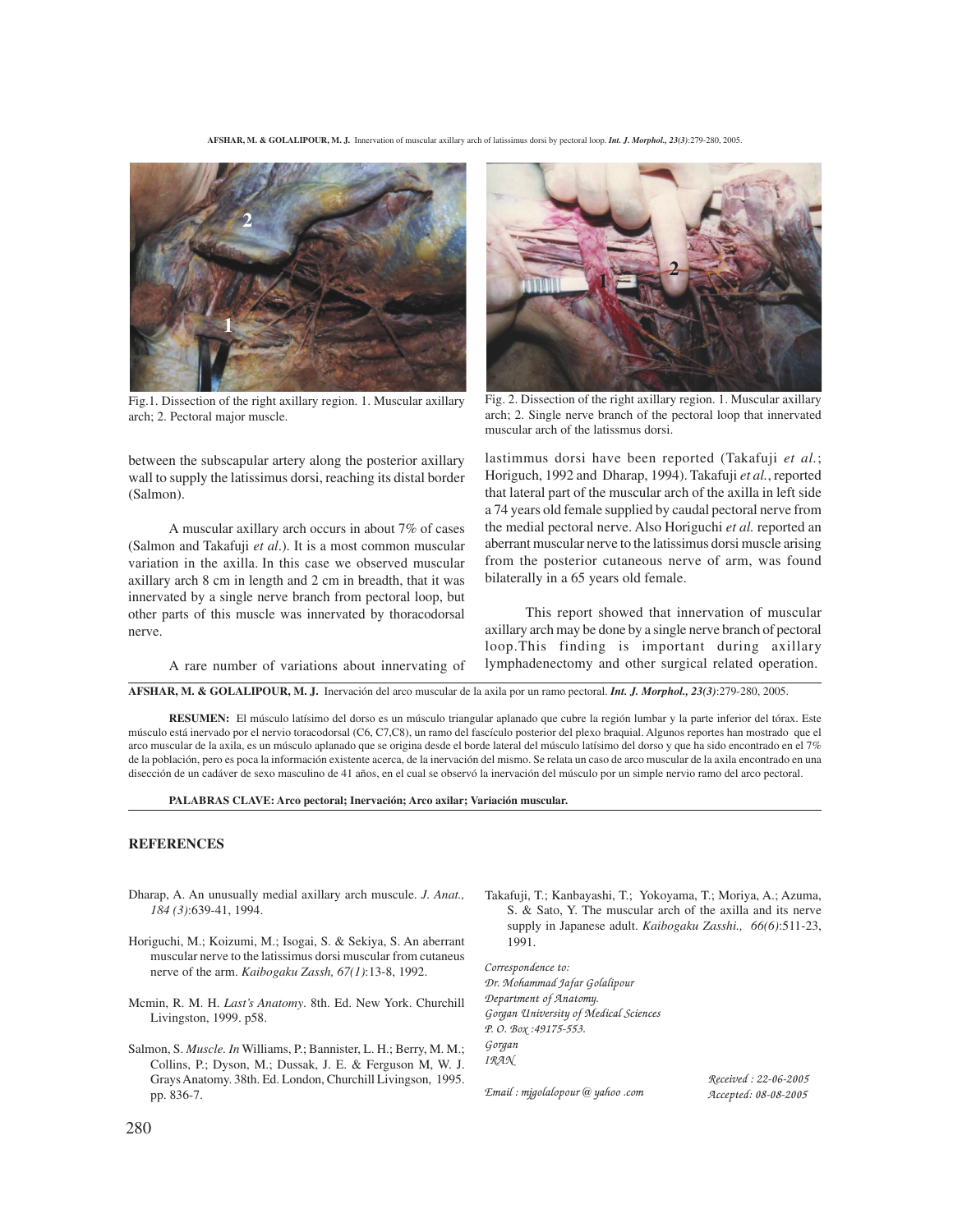Fig.1. Dissection of the right axillary region. 1. Muscular axillary arch; 2. Pectoral major muscle.

Fig. 2. Dissection of the right axillary region. 1. Muscular axillary arch; 2. Single nerve branch of the pectoral loop that innervated muscular arch of the latissmus dorsi.

between the subscapular artery along the posterior axillary wall to supply the latissimus dorsi, reaching its distal border (Salmon).

A muscular axillary arch occurs in about 7% of cases (Salmon and Takafuji *et al*.). It is a most common muscular variation in the axilla. In this case we observed muscular axillary arch 8 cm in length and 2 cm in breadth, that it was innervated by a single nerve branch from pectoral loop, but other parts of this muscle was innervated by thoracodorsal nerve.

A rare number of variations about innervating of lastimmus dorsi have been reported (Takafuji *et al.*; Horiguch, 1992 and Dharap, 1994). Takafuji *et al.*, reported that lateral part of the muscular arch of the axilla in left side a 74 years old female supplied by caudal pectoral nerve from the medial pectoral nerve. Also Horiguchi *et al.* reported an aberrant muscular nerve to the latissimus dorsi muscle arising from the posterior cutaneous nerve of arm, was found bilaterally in a 65 years old female.

This report showed that innervation of muscular axillary arch may be done by a single nerve branch of pectoral loop.This finding is important during axillary lymphadenectomy and other surgical related operation.

**AFSHAR, M. & GOLALIPOUR, M. J.** Inervación del arco muscular de la axila por un ramo pectoral. ***Int. J. Morphol., 23(3)***:279-280, 2005.

**RESUMEN:** El músculo latísimo del dorso es un músculo triangular aplanado que cubre la región lumbar y la parte inferior del tórax. Este músculo está inervado por el nervio toracodorsal (C6, C7,C8), un ramo del fascículo posterior del plexo braquial. Algunos reportes han mostrado que el arco muscular de la axila, es un músculo aplanado que se origina desde el borde lateral del músculo latísimo del dorso y que ha sido encontrado en el 7% de la población, pero es poca la información existente acerca, de la inervación del mismo. Se relata un caso de arco muscular de la axila encontrado en una disección de un cadáver de sexo masculino de 41 años, en el cual se observó la inervación del músculo por un simple nervio ramo del arco pectoral.

**PALABRAS CLAVE: Arco pectoral; Inervación; Arco axilar; Variación muscular.**

## REFERENCES

Dharap, A. An unusually medial axillary arch muscle. *J. Anat., 184 (3)*:639-41, 1994.

Horiguchi, M.; Koizumi, M.; Isogai, S. & Sekiya, S. An aberrant muscular nerve to the latissimus dorsi muscular from cutaneus nerve of the arm. *Kaibogaku Zassh, 67(1)*:13-8, 1992.

Mcmin, R. M. H. *Last's Anatomy*. 8th. Ed. New York. Churchill Livingston, 1999. p58.

Salmon, S. *Muscle. In* Williams, P.; Bannister, L. H.; Berry, M. M.; Collins, P.; Dyson, M.; Dussak, J. E. & Ferguson M, W. J. Grays Anatomy. 38th. Ed. London, Churchill Livingson, 1995. pp. 836-7.

Takafuji, T.; Kanbayashi, T.; Yokoyama, T.; Moriya, A.; Azuma, S. & Sato, Y. The muscular arch of the axilla and its nerve supply in Japanese adult. *Kaibogaku Zasshi., 66(6)*:511-23, 1991.

*Correspondence to:*
*Dr. Mohammad Jafar Golalipour*
*Department of Anatomy.*
*Gorgan University of Medical Sciences*
*P. O. Box :49175-553.*
*Gorgan*
*IRAN*

*Email : mjgolalopour @ yahoo .com*

*Received : 22-06-2005*
*Accepted: 08-08-2005*